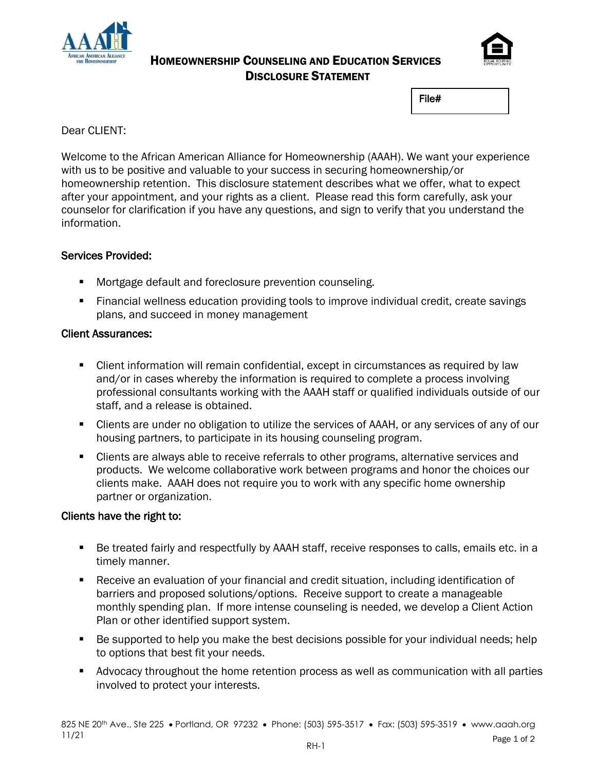# Homeownership Counseling and Education Services Disclosure Statement

File#

Dear CLIENT:

Welcome to the African American Alliance for Homeownership (AAAH). We want your experience with us to be positive and valuable to your success in securing homeownership/or homeownership retention. This disclosure statement describes what we offer, what to expect after your appointment, and your rights as a client. Please read this form carefully, ask your counselor for clarification if you have any questions, and sign to verify that you understand the information.

## Services Provided:

- Mortgage default and foreclosure prevention counseling.
- Financial wellness education providing tools to improve individual credit, create savings plans, and succeed in money management

## Client Assurances:

- Client information will remain confidential, except in circumstances as required by law and/or in cases whereby the information is required to complete a process involving professional consultants working with the AAAH staff or qualified individuals outside of our staff, and a release is obtained.
- Clients are under no obligation to utilize the services of AAAH, or any services of any of our housing partners, to participate in its housing counseling program.
- Clients are always able to receive referrals to other programs, alternative services and products. We welcome collaborative work between programs and honor the choices our clients make. AAAH does not require you to work with any specific home ownership partner or organization.

## Clients have the right to:

- Be treated fairly and respectfully by AAAH staff, receive responses to calls, emails etc. in a timely manner.
- Receive an evaluation of your financial and credit situation, including identification of barriers and proposed solutions/options. Receive support to create a manageable monthly spending plan. If more intense counseling is needed, we develop a Client Action Plan or other identified support system.
- Be supported to help you make the best decisions possible for your individual needs; help to options that best fit your needs.
- Advocacy throughout the home retention process as well as communication with all parties involved to protect your interests.

825 NE 20th Ave., Ste 225 • Portland, OR 97232 • Phone: (503) 595-3517 • Fax: (503) 595-3519 • www.aaah.org

11/21

RH-1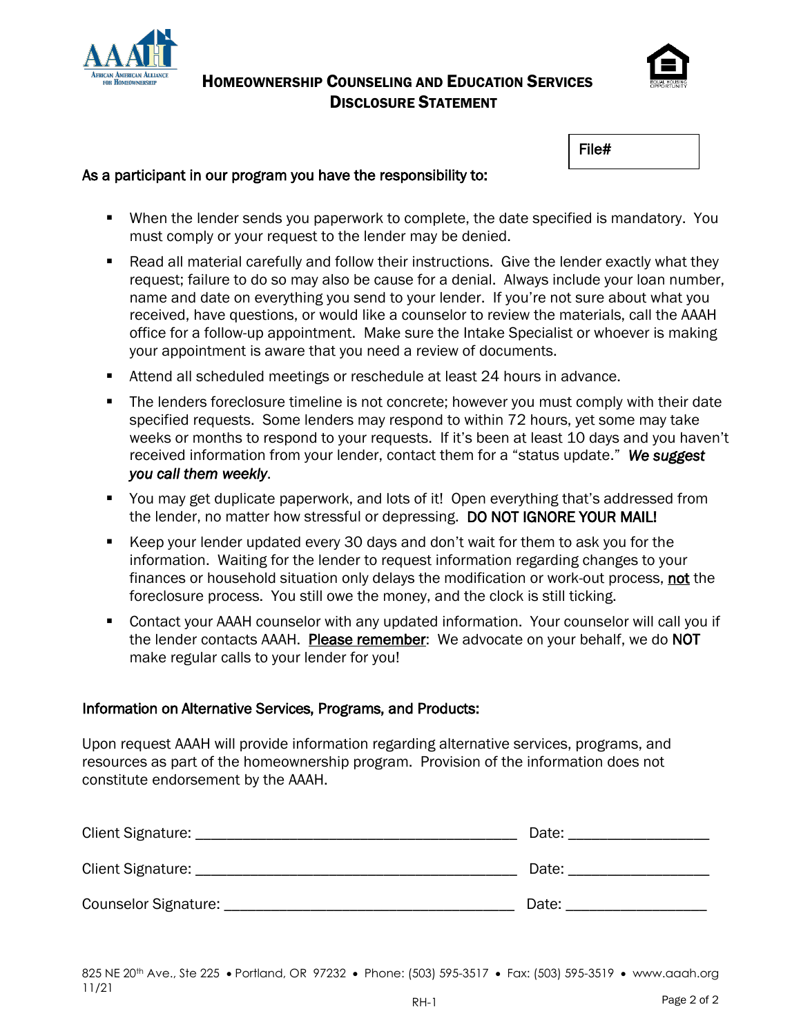# HOMEOWNERSHIP COUNSELING AND EDUCATION SERVICES DISCLOSURE STATEMENT

File#

**As a participant in our program you have the responsibility to:**

- When the lender sends you paperwork to complete, the date specified is mandatory. You must comply or your request to the lender may be denied.
- Read all material carefully and follow their instructions. Give the lender exactly what they request; failure to do so may also be cause for a denial. Always include your loan number, name and date on everything you send to your lender. If you're not sure about what you received, have questions, or would like a counselor to review the materials, call the AAAH office for a follow-up appointment. Make sure the Intake Specialist or whoever is making your appointment is aware that you need a review of documents.
- Attend all scheduled meetings or reschedule at least 24 hours in advance.
- The lenders foreclosure timeline is not concrete; however you must comply with their date specified requests. Some lenders may respond to within 72 hours, yet some may take weeks or months to respond to your requests. If it's been at least 10 days and you haven't received information from your lender, contact them for a "status update." *We suggest you call them weekly*.
- You may get duplicate paperwork, and lots of it! Open everything that's addressed from the lender, no matter how stressful or depressing. **DO NOT IGNORE YOUR MAIL!**
- Keep your lender updated every 30 days and don't wait for them to ask you for the information. Waiting for the lender to request information regarding changes to your finances or household situation only delays the modification or work-out process, <u>not</u> the foreclosure process. You still owe the money, and the clock is still ticking.
- Contact your AAAH counselor with any updated information. Your counselor will call you if the lender contacts AAAH. <u>Please remember</u>: We advocate on your behalf, we do **NOT** make regular calls to your lender for you!

**Information on Alternative Services, Programs, and Products:**

Upon request AAAH will provide information regarding alternative services, programs, and resources as part of the homeownership program. Provision of the information does not constitute endorsement by the AAAH.

Client Signature: ______________________________ Date: ______________

Client Signature: ______________________________ Date: ______________

Counselor Signature: ___________________________ Date: ______________

825 NE 20th Ave., Ste 225 • Portland, OR 97232 • Phone: (503) 595-3517 • Fax: (503) 595-3519 • www.aaah.org
11/21

RH-1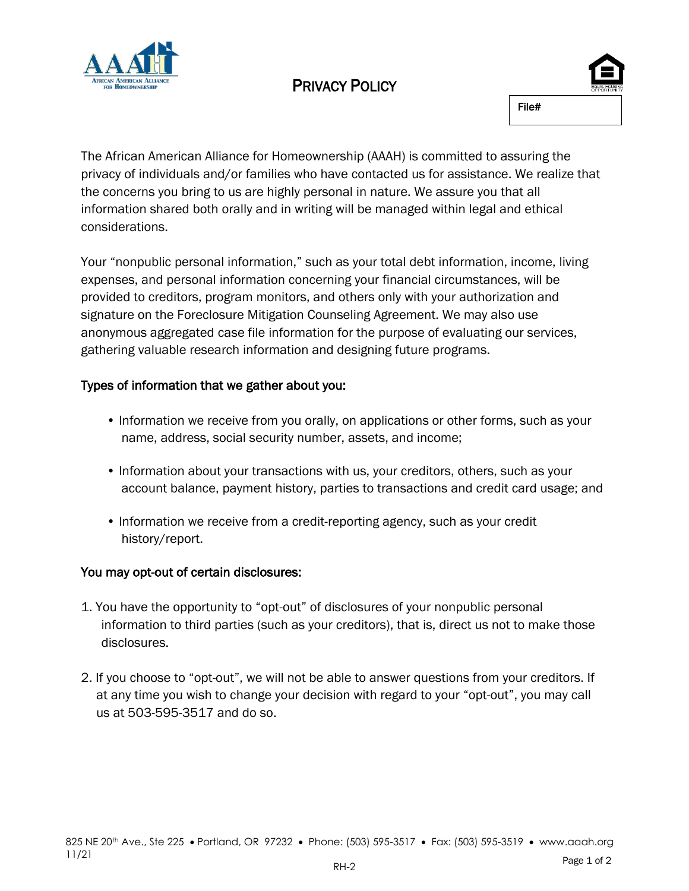# Privacy Policy

File#

The African American Alliance for Homeownership (AAAH) is committed to assuring the privacy of individuals and/or families who have contacted us for assistance. We realize that the concerns you bring to us are highly personal in nature. We assure you that all information shared both orally and in writing will be managed within legal and ethical considerations.

Your "nonpublic personal information," such as your total debt information, income, living expenses, and personal information concerning your financial circumstances, will be provided to creditors, program monitors, and others only with your authorization and signature on the Foreclosure Mitigation Counseling Agreement. We may also use anonymous aggregated case file information for the purpose of evaluating our services, gathering valuable research information and designing future programs.

## Types of information that we gather about you:

- Information we receive from you orally, on applications or other forms, such as your name, address, social security number, assets, and income;
- Information about your transactions with us, your creditors, others, such as your account balance, payment history, parties to transactions and credit card usage; and
- Information we receive from a credit-reporting agency, such as your credit history/report.

## You may opt-out of certain disclosures:

1. You have the opportunity to "opt-out" of disclosures of your nonpublic personal information to third parties (such as your creditors), that is, direct us not to make those disclosures.
2. If you choose to "opt-out", we will not be able to answer questions from your creditors. If at any time you wish to change your decision with regard to your "opt-out", you may call us at 503-595-3517 and do so.

825 NE 20th Ave., Ste 225 • Portland, OR 97232 • Phone: (503) 595-3517 • Fax: (503) 595-3519 • www.aaah.org

11/21

RH-2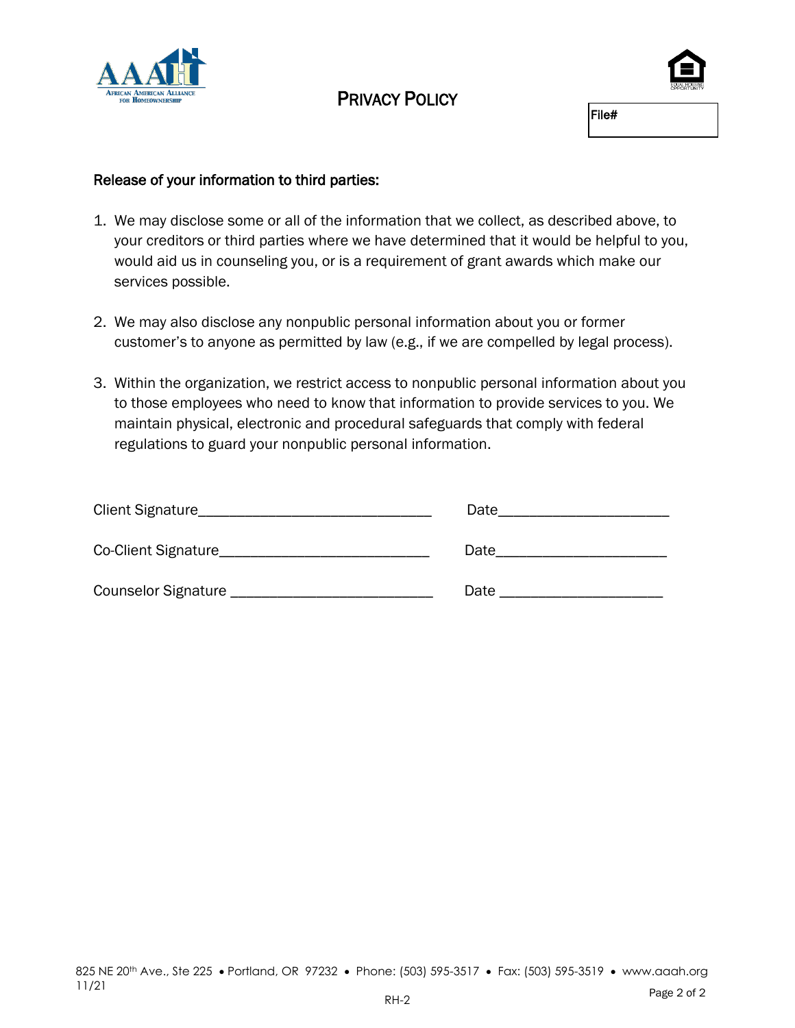# PRIVACY POLICY

File#

**Release of your information to third parties:**

1. We may disclose some or all of the information that we collect, as described above, to your creditors or third parties where we have determined that it would be helpful to you, would aid us in counseling you, or is a requirement of grant awards which make our services possible.

2. We may also disclose any nonpublic personal information about you or former customer's to anyone as permitted by law (e.g., if we are compelled by legal process).

3. Within the organization, we restrict access to nonpublic personal information about you to those employees who need to know that information to provide services to you. We maintain physical, electronic and procedural safeguards that comply with federal regulations to guard your nonpublic personal information.

Client Signature_______________________________ Date______________________

Co-Client Signature____________________________ Date______________________

Counselor Signature ___________________________ Date _____________________

825 NE 20th Ave., Ste 225 • Portland, OR 97232 • Phone: (503) 595-3517 • Fax: (503) 595-3519 • www.aaah.org

11/21

RH-2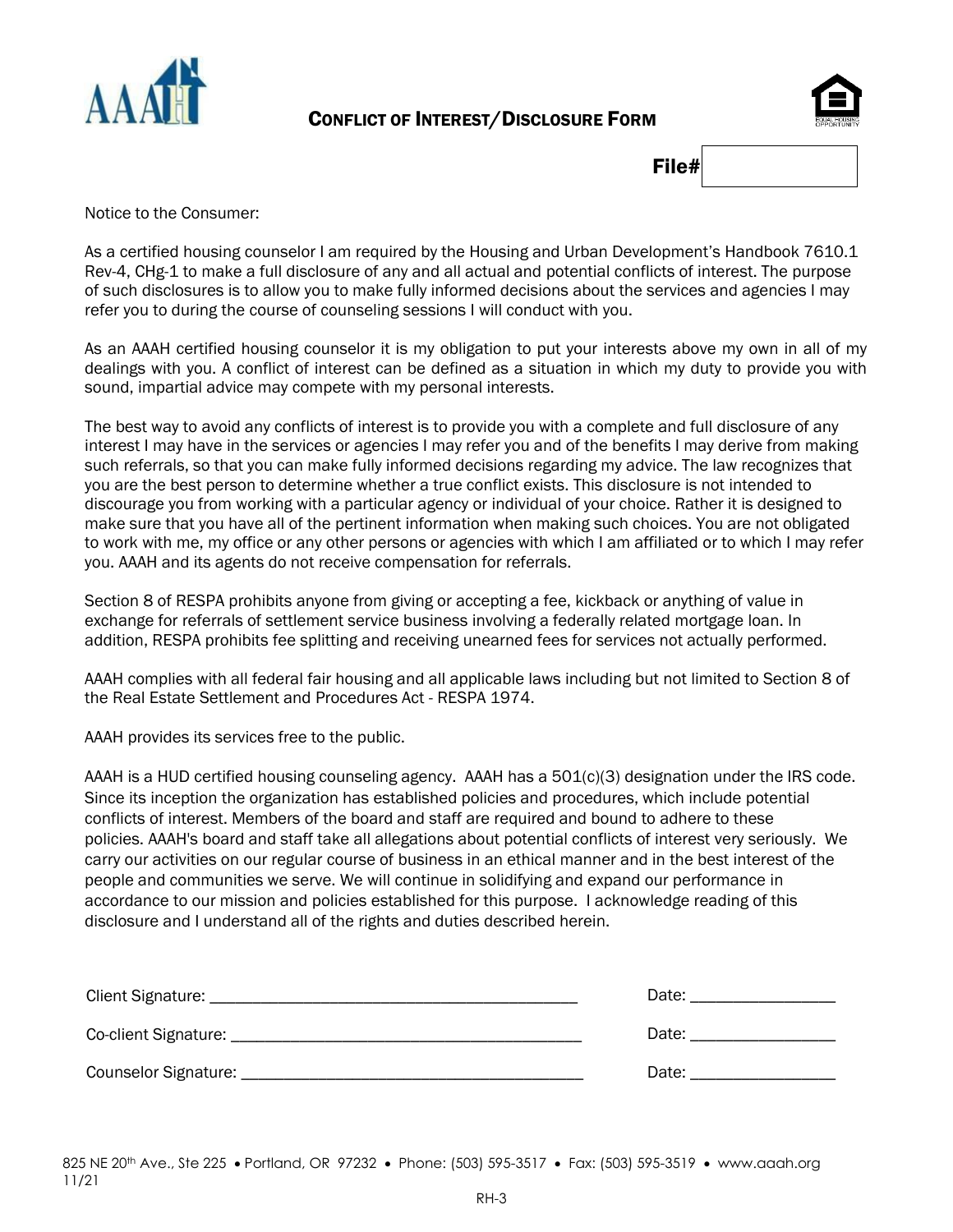# Conflict of Interest/Disclosure Form

**File#** 

Notice to the Consumer:

As a certified housing counselor I am required by the Housing and Urban Development's Handbook 7610.1 Rev-4, CHg-1 to make a full disclosure of any and all actual and potential conflicts of interest. The purpose of such disclosures is to allow you to make fully informed decisions about the services and agencies I may refer you to during the course of counseling sessions I will conduct with you.

As an AAAH certified housing counselor it is my obligation to put your interests above my own in all of my dealings with you. A conflict of interest can be defined as a situation in which my duty to provide you with sound, impartial advice may compete with my personal interests.

The best way to avoid any conflicts of interest is to provide you with a complete and full disclosure of any interest I may have in the services or agencies I may refer you and of the benefits I may derive from making such referrals, so that you can make fully informed decisions regarding my advice. The law recognizes that you are the best person to determine whether a true conflict exists. This disclosure is not intended to discourage you from working with a particular agency or individual of your choice. Rather it is designed to make sure that you have all of the pertinent information when making such choices. You are not obligated to work with me, my office or any other persons or agencies with which I am affiliated or to which I may refer you. AAAH and its agents do not receive compensation for referrals.

Section 8 of RESPA prohibits anyone from giving or accepting a fee, kickback or anything of value in exchange for referrals of settlement service business involving a federally related mortgage loan. In addition, RESPA prohibits fee splitting and receiving unearned fees for services not actually performed.

AAAH complies with all federal fair housing and all applicable laws including but not limited to Section 8 of the Real Estate Settlement and Procedures Act - RESPA 1974.

AAAH provides its services free to the public.

AAAH is a HUD certified housing counseling agency. AAAH has a 501(c)(3) designation under the IRS code. Since its inception the organization has established policies and procedures, which include potential conflicts of interest. Members of the board and staff are required and bound to adhere to these policies. AAAH's board and staff take all allegations about potential conflicts of interest very seriously. We carry our activities on our regular course of business in an ethical manner and in the best interest of the people and communities we serve. We will continue in solidifying and expand our performance in accordance to our mission and policies established for this purpose. I acknowledge reading of this disclosure and I understand all of the rights and duties described herein.

Client Signature: ______________________________________________ Date: _________________

Co-client Signature: ____________________________________________ Date: _________________

Counselor Signature: ___________________________________________ Date: _________________

825 NE 20th Ave., Ste 225 • Portland, OR 97232 • Phone: (503) 595-3517 • Fax: (503) 595-3519 • www.aaah.org
11/21

RH-3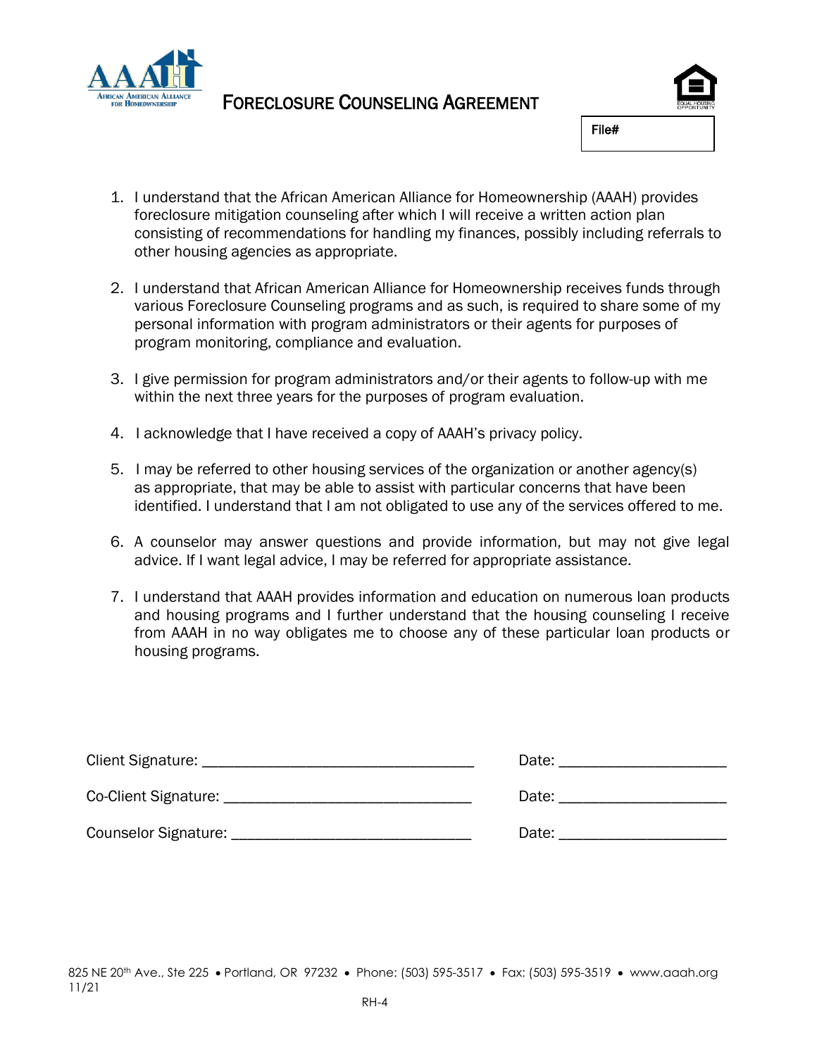AFRICAN AMERICAN ALLIANCE FOR HOMEOWNERSHIP

# FORECLOSURE COUNSELING AGREEMENT

File#

1. I understand that the African American Alliance for Homeownership (AAAH) provides foreclosure mitigation counseling after which I will receive a written action plan consisting of recommendations for handling my finances, possibly including referrals to other housing agencies as appropriate.

2. I understand that African American Alliance for Homeownership receives funds through various Foreclosure Counseling programs and as such, is required to share some of my personal information with program administrators or their agents for purposes of program monitoring, compliance and evaluation.

3. I give permission for program administrators and/or their agents to follow-up with me within the next three years for the purposes of program evaluation.

4. I acknowledge that I have received a copy of AAAH's privacy policy.

5. I may be referred to other housing services of the organization or another agency(s) as appropriate, that may be able to assist with particular concerns that have been identified. I understand that I am not obligated to use any of the services offered to me.

6. A counselor may answer questions and provide information, but may not give legal advice. If I want legal advice, I may be referred for appropriate assistance.

7. I understand that AAAH provides information and education on numerous loan products and housing programs and I further understand that the housing counseling I receive from AAAH in no way obligates me to choose any of these particular loan products or housing programs.

Client Signature: ___________________________________ Date: _____________________

Co-Client Signature: _______________________________ Date: _____________________

Counselor Signature: ______________________________ Date: _____________________

825 NE 20th Ave., Ste 225 • Portland, OR 97232 • Phone: (503) 595-3517 • Fax: (503) 595-3519 • www.aaah.org
11/21

RH-4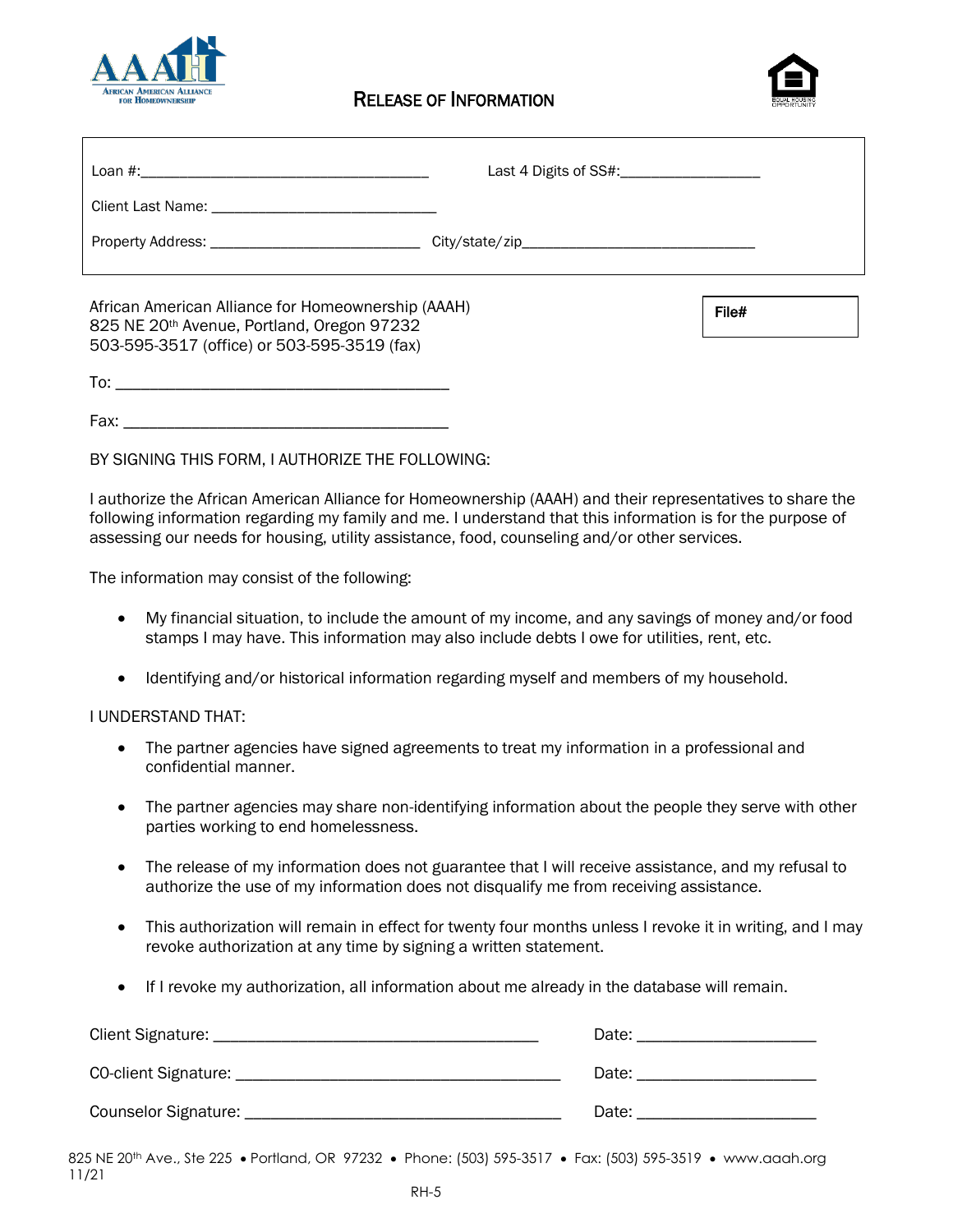# RELEASE OF INFORMATION

Loan #:\_\_\_\_\_\_\_\_\_\_\_\_\_\_\_\_\_\_\_\_\_\_\_\_\_\_\_\_\_\_\_\_\_\_\_\_ Last 4 Digits of SS#:\_\_\_\_\_\_\_\_\_\_\_\_\_\_\_\_\_

Client Last Name: \_\_\_\_\_\_\_\_\_\_\_\_\_\_\_\_\_\_\_\_\_\_\_\_\_\_\_\_\_

Property Address: \_\_\_\_\_\_\_\_\_\_\_\_\_\_\_\_\_\_\_\_\_\_\_\_\_\_\_ City/state/zip\_\_\_\_\_\_\_\_\_\_\_\_\_\_\_\_\_\_\_\_\_\_\_\_\_\_\_\_\_\_

African American Alliance for Homeownership (AAAH)
825 NE 20th Avenue, Portland, Oregon 97232
503-595-3517 (office) or 503-595-3519 (fax)

**File#**

To: \_\_\_\_\_\_\_\_\_\_\_\_\_\_\_\_\_\_\_\_\_\_\_\_\_\_\_\_\_\_\_\_\_\_\_\_\_\_\_\_\_

Fax: \_\_\_\_\_\_\_\_\_\_\_\_\_\_\_\_\_\_\_\_\_\_\_\_\_\_\_\_\_\_\_\_\_\_\_\_\_\_\_\_

BY SIGNING THIS FORM, I AUTHORIZE THE FOLLOWING:

I authorize the African American Alliance for Homeownership (AAAH) and their representatives to share the following information regarding my family and me. I understand that this information is for the purpose of assessing our needs for housing, utility assistance, food, counseling and/or other services.

The information may consist of the following:

- My financial situation, to include the amount of my income, and any savings of money and/or food stamps I may have. This information may also include debts I owe for utilities, rent, etc.
- Identifying and/or historical information regarding myself and members of my household.

I UNDERSTAND THAT:

- The partner agencies have signed agreements to treat my information in a professional and confidential manner.
- The partner agencies may share non-identifying information about the people they serve with other parties working to end homelessness.
- The release of my information does not guarantee that I will receive assistance, and my refusal to authorize the use of my information does not disqualify me from receiving assistance.
- This authorization will remain in effect for twenty four months unless I revoke it in writing, and I may revoke authorization at any time by signing a written statement.
- If I revoke my authorization, all information about me already in the database will remain.

Client Signature: \_\_\_\_\_\_\_\_\_\_\_\_\_\_\_\_\_\_\_\_\_\_\_\_\_\_\_\_\_\_\_\_\_\_\_\_\_\_\_ Date: \_\_\_\_\_\_\_\_\_\_\_\_\_\_\_\_\_\_\_\_\_

CO-client Signature: \_\_\_\_\_\_\_\_\_\_\_\_\_\_\_\_\_\_\_\_\_\_\_\_\_\_\_\_\_\_\_\_\_\_\_\_\_\_\_ Date: \_\_\_\_\_\_\_\_\_\_\_\_\_\_\_\_\_\_\_\_\_

Counselor Signature: \_\_\_\_\_\_\_\_\_\_\_\_\_\_\_\_\_\_\_\_\_\_\_\_\_\_\_\_\_\_\_\_\_\_\_\_\_\_\_ Date: \_\_\_\_\_\_\_\_\_\_\_\_\_\_\_\_\_\_\_\_\_

825 NE 20th Ave., Ste 225 • Portland, OR 97232 • Phone: (503) 595-3517 • Fax: (503) 595-3519 • www.aaah.org
11/21

RH-5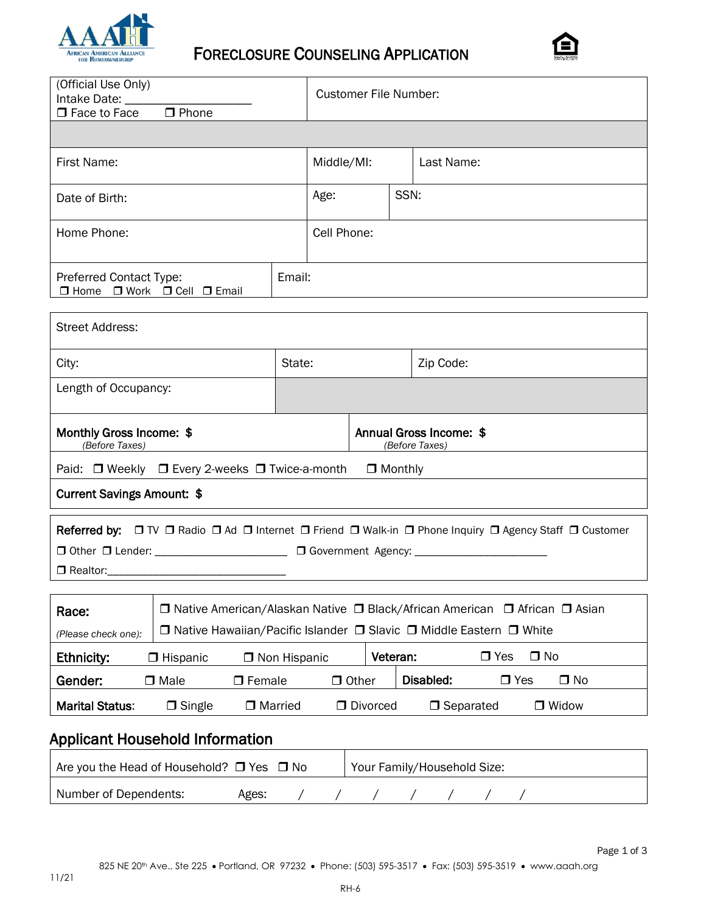AAAH
African American Alliance for Homeownership

# Foreclosure Counseling Application

| (Official Use Only) Intake Date: ____________________ ❒ Face to Face ❒ Phone | Customer File Number: |
|---|---|

| First Name: | Middle/MI: | Last Name: |
|---|---|---|
| Date of Birth: | Age: | SSN: |
| Home Phone: | Cell Phone: | |
| Preferred Contact Type: ❒ Home ❒ Work ❒ Cell ❒ Email | Email: | |

| Street Address: | | |
|---|---|---|
| City: | State: | Zip Code: |
| Length of Occupancy: | | |

| **Monthly Gross Income: $** *(Before Taxes)* | **Annual Gross Income: $** *(Before Taxes)* |
|---|---|
| Paid: ❒ Weekly ❒ Every 2-weeks ❒ Twice-a-month ❒ Monthly | |
| **Current Savings Amount: $** | |

**Referred by:** ❒ TV ❒ Radio ❒ Ad ❒ Internet ❒ Friend ❒ Walk-in ❒ Phone Inquiry ❒ Agency Staff ❒ Customer
❒ Other ❒ Lender: ______________________ ❒ Government Agency: ______________________
❒ Realtor: ________________________________

| **Race:** *(Please check one):* | ❒ Native American/Alaskan Native ❒ Black/African American ❒ African ❒ Asian ❒ Native Hawaiian/Pacific Islander ❒ Slavic ❒ Middle Eastern ❒ White |
|---|---|
| **Ethnicity:** ❒ Hispanic ❒ Non Hispanic | **Veteran:** ❒ Yes ❒ No |
| **Gender:** ❒ Male ❒ Female ❒ Other | **Disabled:** ❒ Yes ❒ No |
| **Marital Status:** ❒ Single ❒ Married ❒ Divorced ❒ Separated ❒ Widow | |

## Applicant Household Information

| Are you the Head of Household? ❒ Yes ❒ No | Your Family/Household Size: |
|---|---|
| Number of Dependents: Ages: / / / / / / / | |

825 NE 20th Ave., Ste 225 • Portland, OR 97232 • Phone: (503) 595-3517 • Fax: (503) 595-3519 • www.aaah.org

11/21

RH-6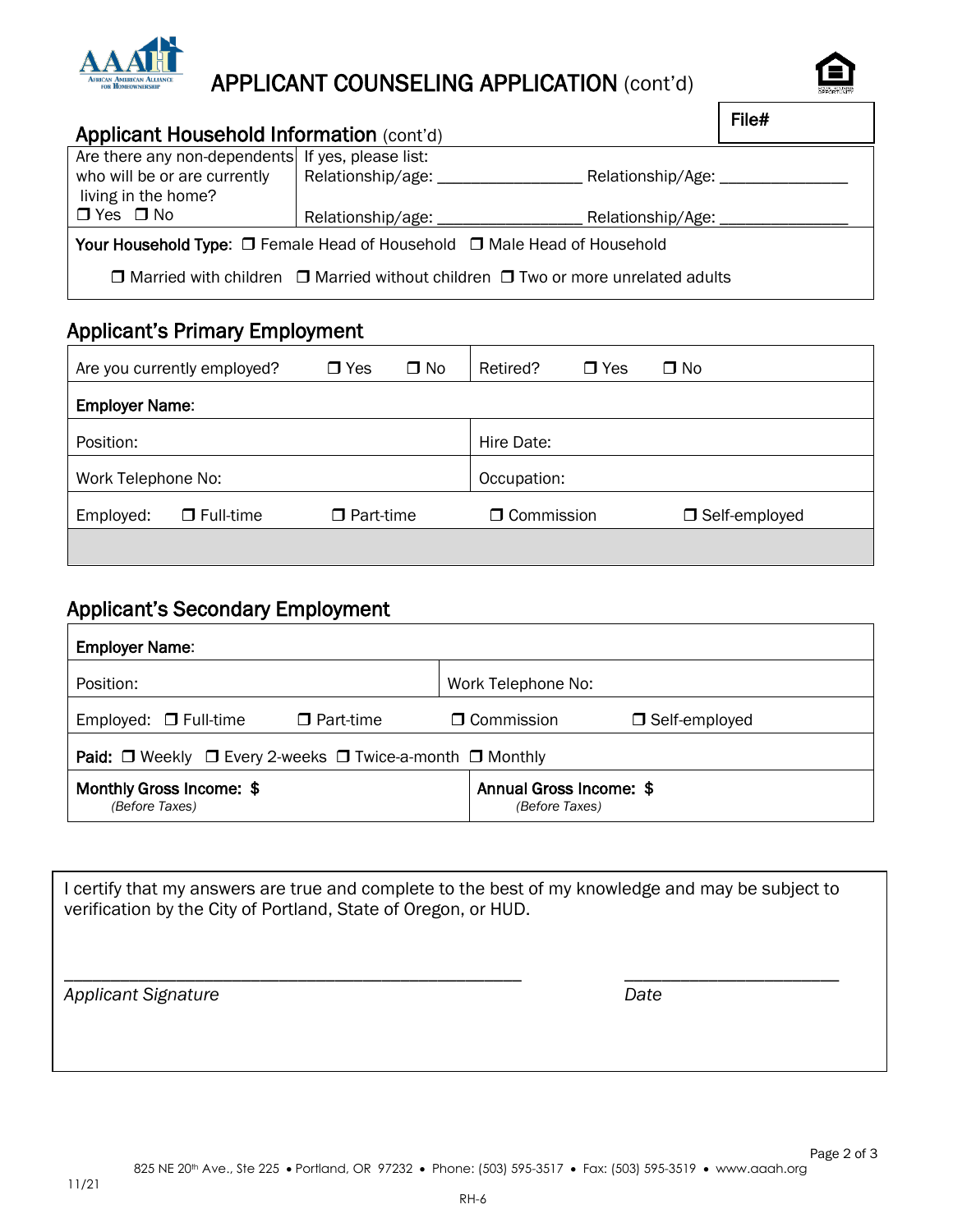# APPLICANT COUNSELING APPLICATION (cont'd)

**File#**

## Applicant Household Information (cont'd)

| Are there any non-dependents who will be or are currently living in the home? ☐ Yes ☐ No | If yes, please list: Relationship/age: ________________ Relationship/Age: ______________ Relationship/age: ________________ Relationship/Age: ______________ |
|---|---|

**Your Household Type:** ☐ Female Head of Household ☐ Male Head of Household

☐ Married with children ☐ Married without children ☐ Two or more unrelated adults

## Applicant's Primary Employment

| Are you currently employed? ☐ Yes ☐ No | Retired? ☐ Yes ☐ No |
|---|---|
| **Employer Name**: | |
| Position: | Hire Date: |
| Work Telephone No: | Occupation: |
| Employed: ☐ Full-time ☐ Part-time | ☐ Commission ☐ Self-employed |

## Applicant's Secondary Employment

| **Employer Name**: | |
|---|---|
| Position: | Work Telephone No: |
| Employed: ☐ Full-time ☐ Part-time | ☐ Commission ☐ Self-employed |
| **Paid:** ☐ Weekly ☐ Every 2-weeks ☐ Twice-a-month ☐ Monthly | |
| **Monthly Gross Income: $** *(Before Taxes)* | **Annual Gross Income: $** *(Before Taxes)* |

I certify that my answers are true and complete to the best of my knowledge and may be subject to verification by the City of Portland, State of Oregon, or HUD.

_______________________________________________ ______________________

*Applicant Signature* *Date*

825 NE 20th Ave., Ste 225 • Portland, OR 97232 • Phone: (503) 595-3517 • Fax: (503) 595-3519 • www.aaah.org

11/21

RH-6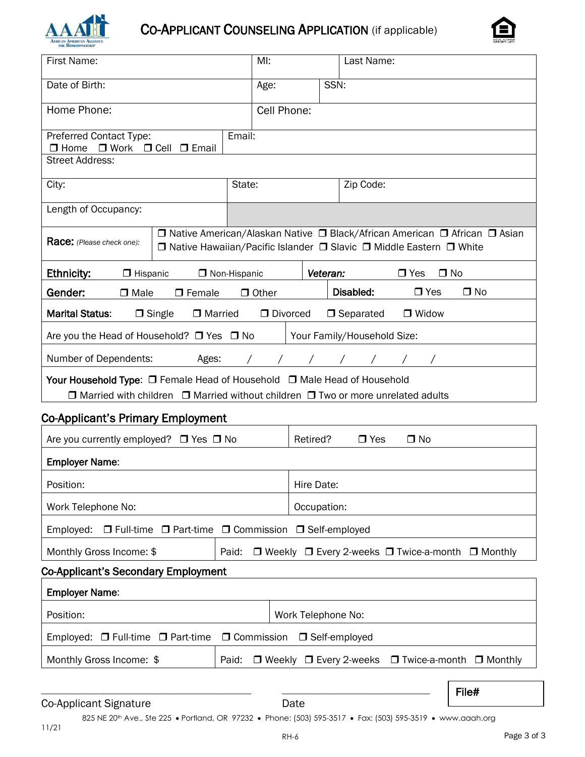# CO-APPLICANT COUNSELING APPLICATION (if applicable)

| First Name: | MI: | Last Name: |
|---|---|---|
| Date of Birth: | Age: | SSN: |
| Home Phone: | Cell Phone: | |
| Preferred Contact Type: ❒ Home ❒ Work ❒ Cell ❒ Email | Email: | |
| Street Address: | | |
| City: | State: | Zip Code: |
| Length of Occupancy: | | |

**Race:** *(Please check one):* ❒ Native American/Alaskan Native ❒ Black/African American ❒ African ❒ Asian ❒ Native Hawaiian/Pacific Islander ❒ Slavic ❒ Middle Eastern ❒ White

**Ethnicity:** ❒ Hispanic ❒ Non-Hispanic | ***Veteran:*** ❒ Yes ❒ No

**Gender:** ❒ Male ❒ Female ❒ Other | **Disabled:** ❒ Yes ❒ No

**Marital Status:** ❒ Single ❒ Married ❒ Divorced ❒ Separated ❒ Widow

Are you the Head of Household? ❒ Yes ❒ No | Your Family/Household Size:

Number of Dependents: Ages: / / / / / / /

**Your Household Type:** ❒ Female Head of Household ❒ Male Head of Household ❒ Married with children ❒ Married without children ❒ Two or more unrelated adults

## Co-Applicant's Primary Employment

| Are you currently employed? ❒ Yes ❒ No | Retired? ❒ Yes ❒ No |
|---|---|
| **Employer Name**: | |
| Position: | Hire Date: |
| Work Telephone No: | Occupation: |
| Employed: ❒ Full-time ❒ Part-time ❒ Commission ❒ Self-employed | |
| Monthly Gross Income: $ | Paid: ❒ Weekly ❒ Every 2-weeks ❒ Twice-a-month ❒ Monthly |

## Co-Applicant's Secondary Employment

| **Employer Name**: | |
|---|---|
| Position: | Work Telephone No: |
| Employed: ❒ Full-time ❒ Part-time ❒ Commission ❒ Self-employed | |
| Monthly Gross Income: $ | Paid: ❒ Weekly ❒ Every 2-weeks ❒ Twice-a-month ❒ Monthly |

\_\_\_\_\_\_\_\_\_\_\_\_\_\_\_\_\_\_\_\_\_\_\_\_\_\_\_\_\_\_ \_\_\_\_\_\_\_\_\_\_\_\_\_\_\_\_\_\_\_\_\_\_

Co-Applicant Signature Date

File#

825 NE 20th Ave., Ste 225 • Portland, OR 97232 • Phone: (503) 595-3517 • Fax: (503) 595-3519 • www.aaah.org

11/21

RH-6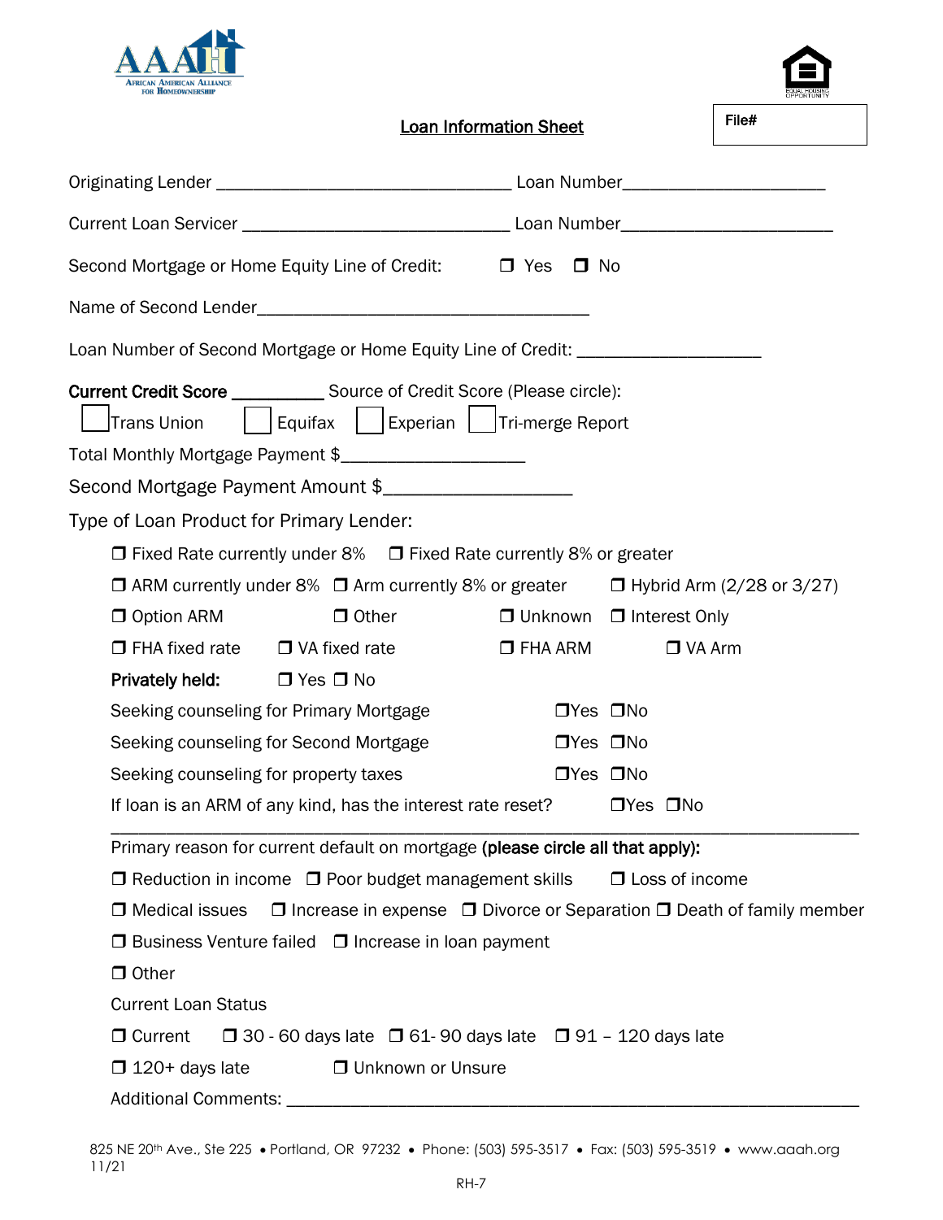AAAH African American Alliance for Homeownership

File#

## Loan Information Sheet

Originating Lender ________________________________ Loan Number______________________

Current Loan Servicer _____________________________ Loan Number_______________________

Second Mortgage or Home Equity Line of Credit: ❒ Yes ❒ No

Name of Second Lender____________________________________

Loan Number of Second Mortgage or Home Equity Line of Credit: ____________________

**Current Credit Score** __________ Source of Credit Score (Please circle):

☐ Trans Union ☐ Equifax ☐ Experian ☐ Tri-merge Report

Total Monthly Mortgage Payment $____________________

Second Mortgage Payment Amount $____________________

Type of Loan Product for Primary Lender:

❒ Fixed Rate currently under 8% ❒ Fixed Rate currently 8% or greater

❒ ARM currently under 8% ❒ Arm currently 8% or greater ❒ Hybrid Arm (2/28 or 3/27)

❒ Option ARM ❒ Other ❒ Unknown ❒ Interest Only

❒ FHA fixed rate ❒ VA fixed rate ❒ FHA ARM ❒ VA Arm

**Privately held:** ❒ Yes ❒ No

Seeking counseling for Primary Mortgage ❒Yes ❒No

Seeking counseling for Second Mortgage ❒Yes ❒No

Seeking counseling for property taxes ❒Yes ❒No

If loan is an ARM of any kind, has the interest rate reset? ❒Yes ❒No

---

Primary reason for current default on mortgage **(please circle all that apply):**

❒ Reduction in income ❒ Poor budget management skills ❒ Loss of income

❒ Medical issues ❒ Increase in expense ❒ Divorce or Separation ❒ Death of family member

❒ Business Venture failed ❒ Increase in loan payment

❒ Other

Current Loan Status

❒ Current ❒ 30 - 60 days late ❒ 61- 90 days late ❒ 91 – 120 days late

❒ 120+ days late ❒ Unknown or Unsure

Additional Comments: ______________________________________________________________

825 NE 20th Ave., Ste 225 • Portland, OR 97232 • Phone: (503) 595-3517 • Fax: (503) 595-3519 • www.aaah.org
11/21

RH-7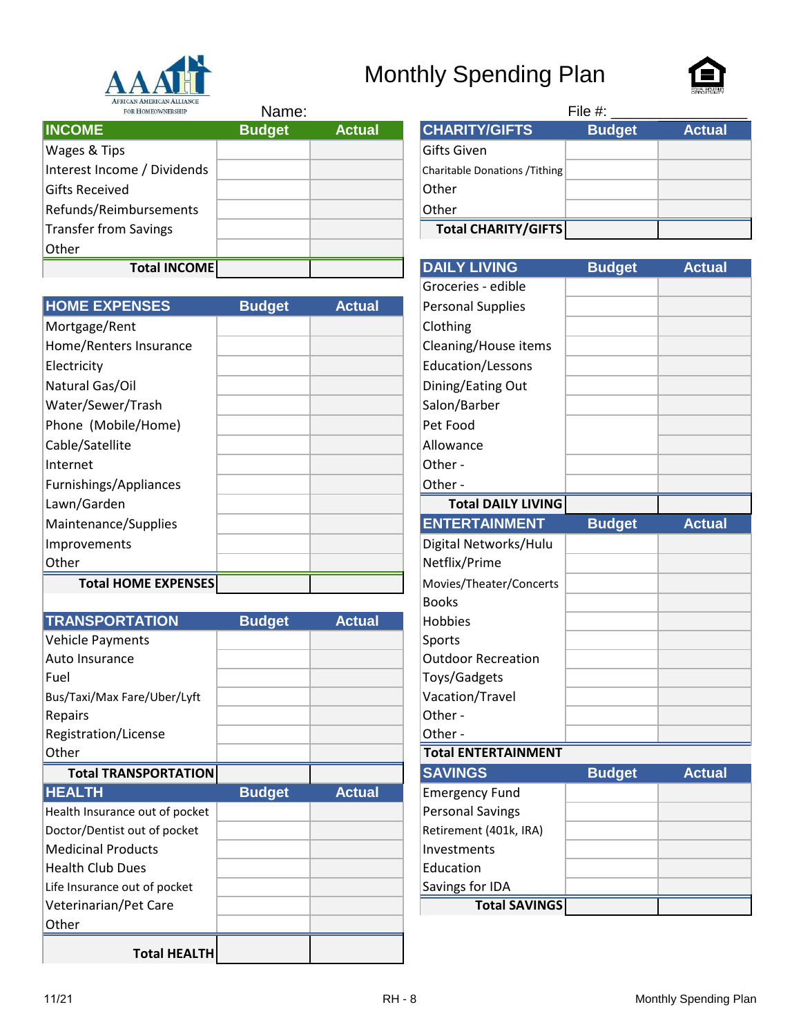# Monthly Spending Plan

AFRICAN AMERICAN ALLIANCE FOR HOMEOWNERSHIP

Name:

File #: ________________

| INCOME | Budget | Actual |
|---|---|---|
| Wages & Tips | | |
| Interest Income / Dividends | | |
| Gifts Received | | |
| Refunds/Reimbursements | | |
| Transfer from Savings | | |
| Other | | |
| **Total INCOME** | | |

| HOME EXPENSES | Budget | Actual |
|---|---|---|
| Mortgage/Rent | | |
| Home/Renters Insurance | | |
| Electricity | | |
| Natural Gas/Oil | | |
| Water/Sewer/Trash | | |
| Phone (Mobile/Home) | | |
| Cable/Satellite | | |
| Internet | | |
| Furnishings/Appliances | | |
| Lawn/Garden | | |
| Maintenance/Supplies | | |
| Improvements | | |
| Other | | |
| **Total HOME EXPENSES** | | |

| TRANSPORTATION | Budget | Actual |
|---|---|---|
| Vehicle Payments | | |
| Auto Insurance | | |
| Fuel | | |
| Bus/Taxi/Max Fare/Uber/Lyft | | |
| Repairs | | |
| Registration/License | | |
| Other | | |
| **Total TRANSPORTATION** | | |

| HEALTH | Budget | Actual |
|---|---|---|
| Health Insurance out of pocket | | |
| Doctor/Dentist out of pocket | | |
| Medicinal Products | | |
| Health Club Dues | | |
| Life Insurance out of pocket | | |
| Veterinarian/Pet Care | | |
| Other | | |
| **Total HEALTH** | | |

| CHARITY/GIFTS | Budget | Actual |
|---|---|---|
| Gifts Given | | |
| Charitable Donations /Tithing | | |
| Other | | |
| Other | | |
| **Total CHARITY/GIFTS** | | |

| DAILY LIVING | Budget | Actual |
|---|---|---|
| Groceries - edible | | |
| Personal Supplies | | |
| Clothing | | |
| Cleaning/House items | | |
| Education/Lessons | | |
| Dining/Eating Out | | |
| Salon/Barber | | |
| Pet Food | | |
| Allowance | | |
| Other - | | |
| Other - | | |
| **Total DAILY LIVING** | | |

| ENTERTAINMENT | Budget | Actual |
|---|---|---|
| Digital Networks/Hulu | | |
| Netflix/Prime | | |
| Movies/Theater/Concerts | | |
| Books | | |
| Hobbies | | |
| Sports | | |
| Outdoor Recreation | | |
| Toys/Gadgets | | |
| Vacation/Travel | | |
| Other - | | |
| Other - | | |
| **Total ENTERTAINMENT** | | |

| SAVINGS | Budget | Actual |
|---|---|---|
| Emergency Fund | | |
| Personal Savings | | |
| Retirement (401k, IRA) | | |
| Investments | | |
| Education | | |
| Savings for IDA | | |
| **Total SAVINGS** | | |

11/21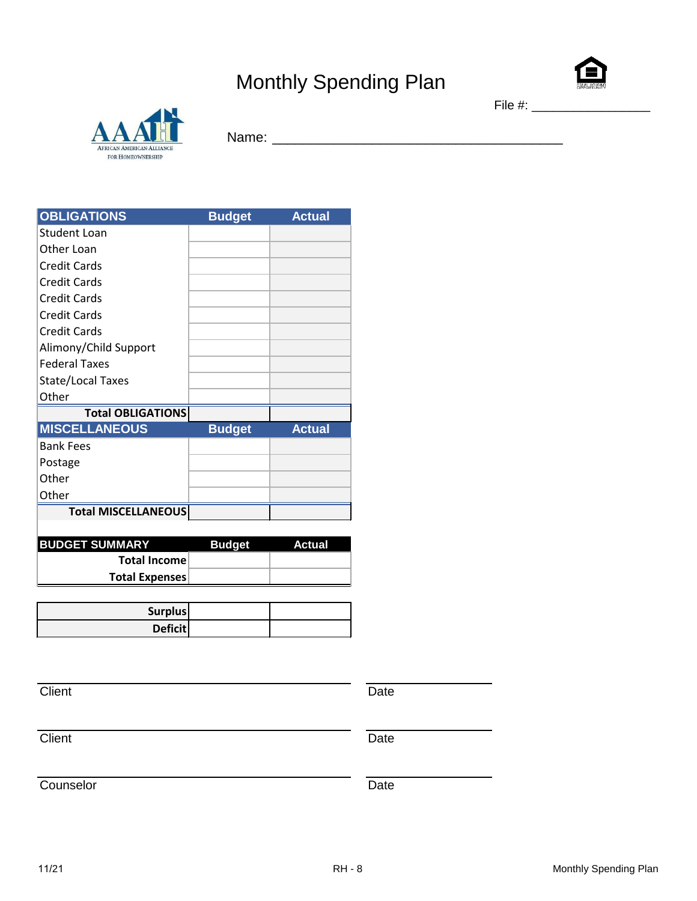# Monthly Spending Plan

File #: ________________

AFRICAN AMERICAN ALLIANCE FOR HOMEOWNERSHIP

Name: ________________________________________

| OBLIGATIONS | Budget | Actual |
|---|---|---|
| Student Loan | | |
| Other Loan | | |
| Credit Cards | | |
| Credit Cards | | |
| Credit Cards | | |
| Credit Cards | | |
| Credit Cards | | |
| Alimony/Child Support | | |
| Federal Taxes | | |
| State/Local Taxes | | |
| Other | | |
| **Total OBLIGATIONS** | | |

| MISCELLANEOUS | Budget | Actual |
|---|---|---|
| Bank Fees | | |
| Postage | | |
| Other | | |
| Other | | |
| **Total MISCELLANEOUS** | | |

| BUDGET SUMMARY | Budget | Actual |
|---|---|---|
| **Total Income** | | |
| **Total Expenses** | | |

| | | |
|---|---|---|
| **Surplus** | | |
| **Deficit** | | |

______________________________ ______________

Client Date

______________________________ ______________

Client Date

______________________________ ______________

Counselor Date

11/21 RH - 8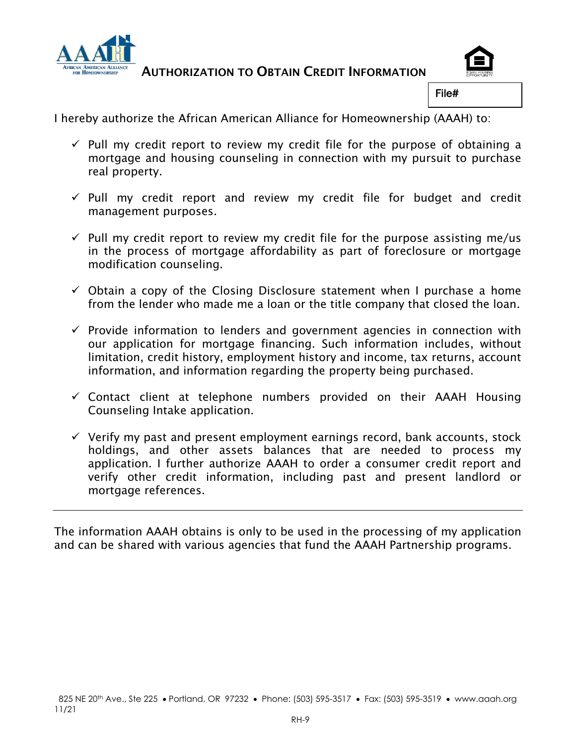# AUTHORIZATION TO OBTAIN CREDIT INFORMATION

File#

I hereby authorize the African American Alliance for Homeownership (AAAH) to:

- ✓ Pull my credit report to review my credit file for the purpose of obtaining a mortgage and housing counseling in connection with my pursuit to purchase real property.
- ✓ Pull my credit report and review my credit file for budget and credit management purposes.
- ✓ Pull my credit report to review my credit file for the purpose assisting me/us in the process of mortgage affordability as part of foreclosure or mortgage modification counseling.
- ✓ Obtain a copy of the Closing Disclosure statement when I purchase a home from the lender who made me a loan or the title company that closed the loan.
- ✓ Provide information to lenders and government agencies in connection with our application for mortgage financing. Such information includes, without limitation, credit history, employment history and income, tax returns, account information, and information regarding the property being purchased.
- ✓ Contact client at telephone numbers provided on their AAAH Housing Counseling Intake application.
- ✓ Verify my past and present employment earnings record, bank accounts, stock holdings, and other assets balances that are needed to process my application. I further authorize AAAH to order a consumer credit report and verify other credit information, including past and present landlord or mortgage references.

---

The information AAAH obtains is only to be used in the processing of my application and can be shared with various agencies that fund the AAAH Partnership programs.

825 NE 20th Ave., Ste 225 • Portland, OR 97232 • Phone: (503) 595-3517 • Fax: (503) 595-3519 • www.aaah.org

11/21

RH-9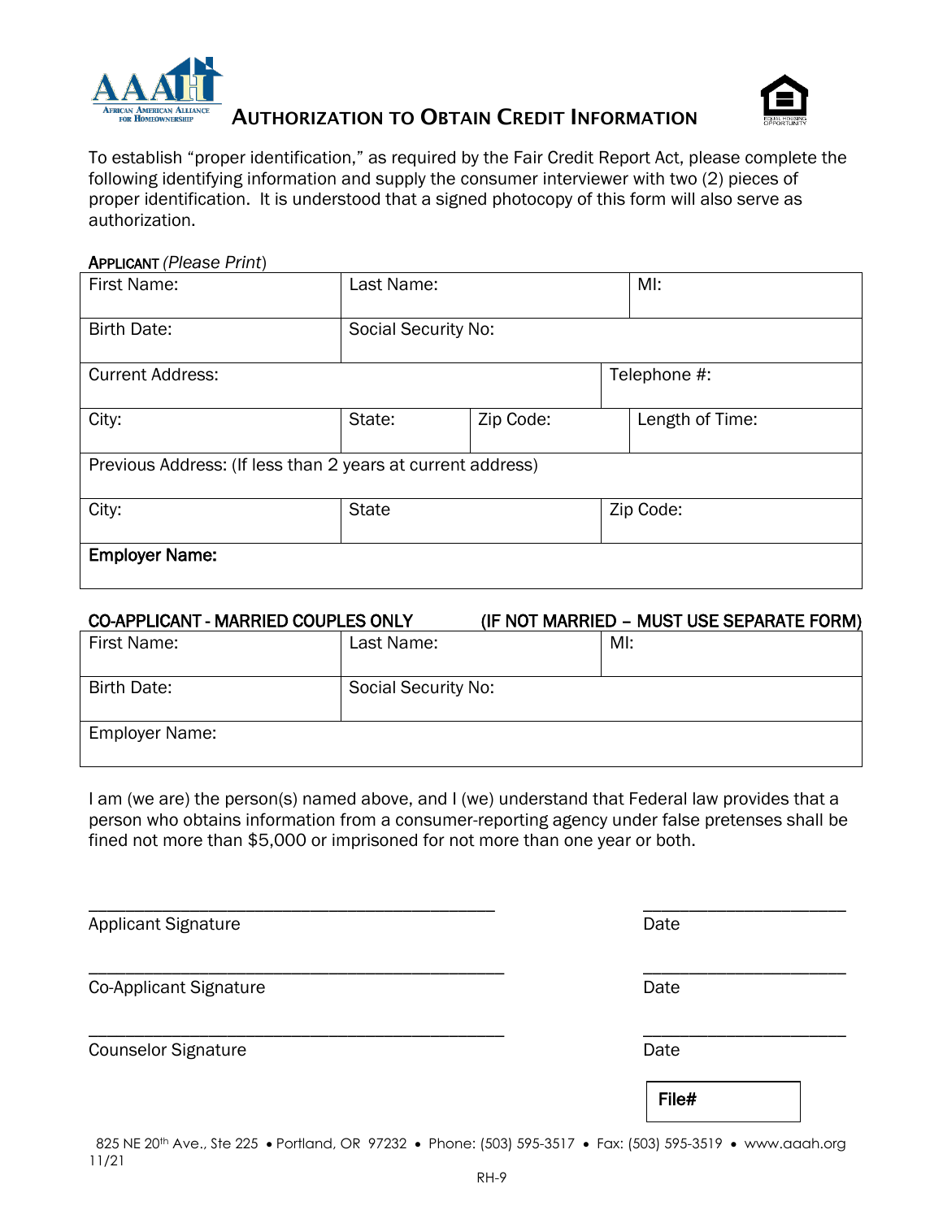# AUTHORIZATION TO OBTAIN CREDIT INFORMATION

To establish "proper identification," as required by the Fair Credit Report Act, please complete the following identifying information and supply the consumer interviewer with two (2) pieces of proper identification. It is understood that a signed photocopy of this form will also serve as authorization.

**APPLICANT** *(Please Print)*

| First Name: | Last Name: | | MI: |
|---|---|---|---|
| Birth Date: | Social Security No: | | |
| Current Address: | | | Telephone #: |
| City: | State: | Zip Code: | Length of Time: |
| Previous Address: (If less than 2 years at current address) | | | |
| City: | State | Zip Code: | |
| **Employer Name:** | | | |

**CO-APPLICANT - MARRIED COUPLES ONLY (IF NOT MARRIED – MUST USE SEPARATE FORM)**

| First Name: | Last Name: | MI: |
|---|---|---|
| Birth Date: | Social Security No: | |
| Employer Name: | | |

I am (we are) the person(s) named above, and I (we) understand that Federal law provides that a person who obtains information from a consumer-reporting agency under false pretenses shall be fined not more than $5,000 or imprisoned for not more than one year or both.

\_\_\_\_\_\_\_\_\_\_\_\_\_\_\_\_\_\_\_\_\_\_\_\_\_\_\_\_\_\_\_\_\_\_\_\_\_\_\_\_ \_\_\_\_\_\_\_\_\_\_\_\_\_\_\_\_\_\_\_\_

Applicant Signature Date

\_\_\_\_\_\_\_\_\_\_\_\_\_\_\_\_\_\_\_\_\_\_\_\_\_\_\_\_\_\_\_\_\_\_\_\_\_\_\_\_ \_\_\_\_\_\_\_\_\_\_\_\_\_\_\_\_\_\_\_\_

Co-Applicant Signature Date

\_\_\_\_\_\_\_\_\_\_\_\_\_\_\_\_\_\_\_\_\_\_\_\_\_\_\_\_\_\_\_\_\_\_\_\_\_\_\_\_ \_\_\_\_\_\_\_\_\_\_\_\_\_\_\_\_\_\_\_\_

Counselor Signature Date

| **File#** |
|---|

825 NE 20th Ave., Ste 225 • Portland, OR 97232 • Phone: (503) 595-3517 • Fax: (503) 595-3519 • www.aaah.org
11/21

RH-9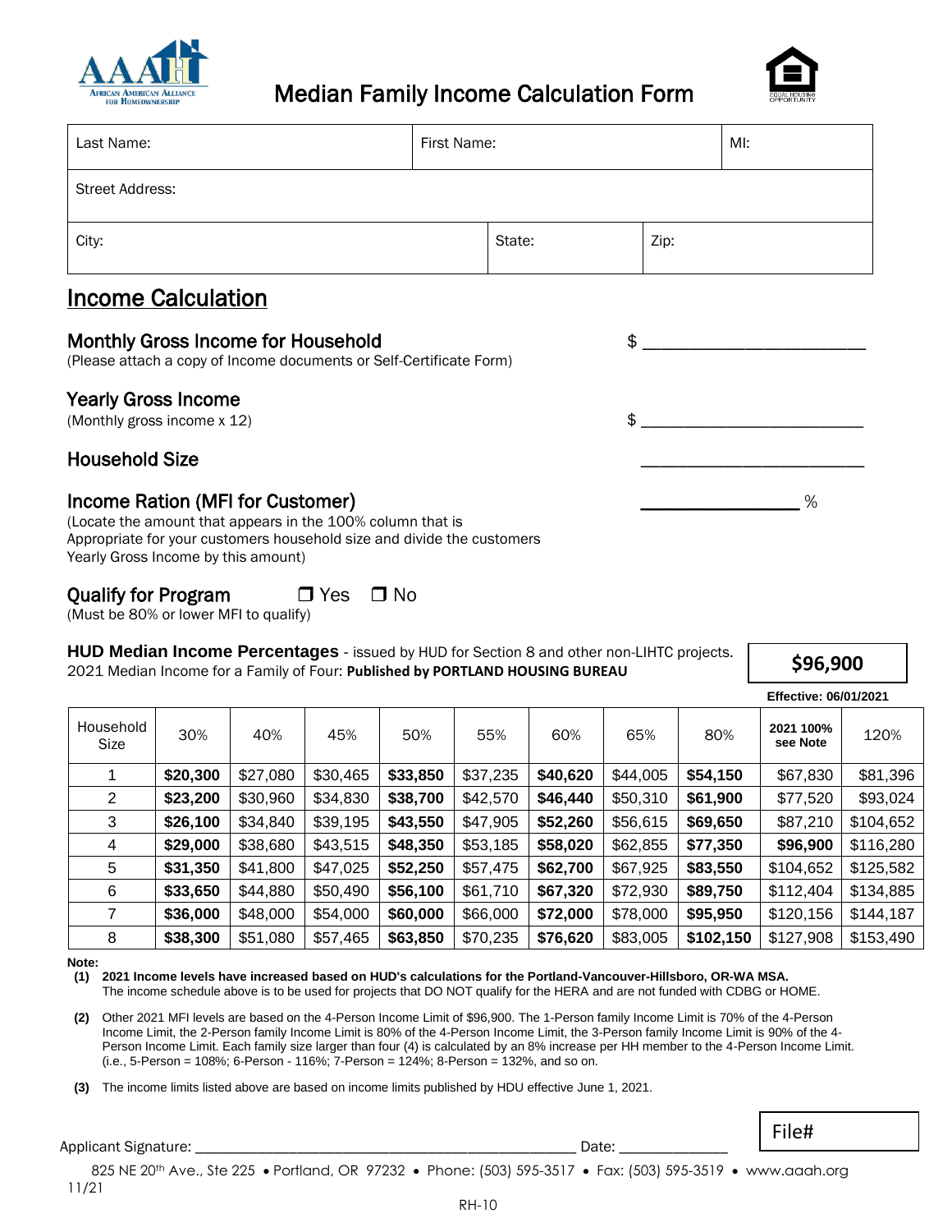# Median Family Income Calculation Form

| Last Name: | First Name: | MI: |
|---|---|---|
| Street Address: | | |
| City: | State: | Zip: |

## Income Calculation

### Monthly Gross Income for Household
$ ________________________

(Please attach a copy of Income documents or Self-Certificate Form)

### Yearly Gross Income
$ ________________________

(Monthly gross income x 12)

### Household Size
________________________

### Income Ration (MFI for Customer)
________________ %

(Locate the amount that appears in the 100% column that is Appropriate for your customers household size and divide the customers Yearly Gross Income by this amount)

### Qualify for Program
❒ Yes ❒ No

(Must be 80% or lower MFI to qualify)

**HUD Median Income Percentages** - issued by HUD for Section 8 and other non-LIHTC projects.
2021 Median Income for a Family of Four: **Published by PORTLAND HOUSING BUREAU**

**$96,900**

**Effective: 06/01/2021**

| Household Size | 30% | 40% | 45% | 50% | 55% | 60% | 65% | 80% | 2021 100% see Note | 120% |
|---|---|---|---|---|---|---|---|---|---|---|
| 1 | **$20,300** | $27,080 | $30,465 | **$33,850** | $37,235 | **$40,620** | $44,005 | **$54,150** | $67,830 | $81,396 |
| 2 | **$23,200** | $30,960 | $34,830 | **$38,700** | $42,570 | **$46,440** | $50,310 | **$61,900** | $77,520 | $93,024 |
| 3 | **$26,100** | $34,840 | $39,195 | **$43,550** | $47,905 | **$52,260** | $56,615 | **$69,650** | $87,210 | $104,652 |
| 4 | **$29,000** | $38,680 | $43,515 | **$48,350** | $53,185 | **$58,020** | $62,855 | **$77,350** | **$96,900** | $116,280 |
| 5 | **$31,350** | $41,800 | $47,025 | **$52,250** | $57,475 | **$62,700** | $67,925 | **$83,550** | $104,652 | $125,582 |
| 6 | **$33,650** | $44,880 | $50,490 | **$56,100** | $61,710 | **$67,320** | $72,930 | **$89,750** | $112,404 | $134,885 |
| 7 | **$36,000** | $48,000 | $54,000 | **$60,000** | $66,000 | **$72,000** | $78,000 | **$95,950** | $120,156 | $144,187 |
| 8 | **$38,300** | $51,080 | $57,465 | **$63,850** | $70,235 | **$76,620** | $83,005 | **$102,150** | $127,908 | $153,490 |

**Note:**

**(1)** **2021 Income levels have increased based on HUD's calculations for the Portland-Vancouver-Hillsboro, OR-WA MSA.** The income schedule above is to be used for projects that DO NOT qualify for the HERA and are not funded with CDBG or HOME.

**(2)** Other 2021 MFI levels are based on the 4-Person Income Limit of $96,900. The 1-Person family Income Limit is 70% of the 4-Person Income Limit, the 2-Person family Income Limit is 80% of the 4-Person Income Limit, the 3-Person family Income Limit is 90% of the 4-Person Income Limit. Each family size larger than four (4) is calculated by an 8% increase per HH member to the 4-Person Income Limit. (i.e., 5-Person = 108%; 6-Person - 116%; 7-Person = 124%; 8-Person = 132%, and so on.

**(3)** The income limits listed above are based on income limits published by HDU effective June 1, 2021.

Applicant Signature: ______________________________________________ Date: ______________

File#

825 NE 20th Ave., Ste 225 • Portland, OR 97232 • Phone: (503) 595-3517 • Fax: (503) 595-3519 • www.aaah.org

11/21

RH-10